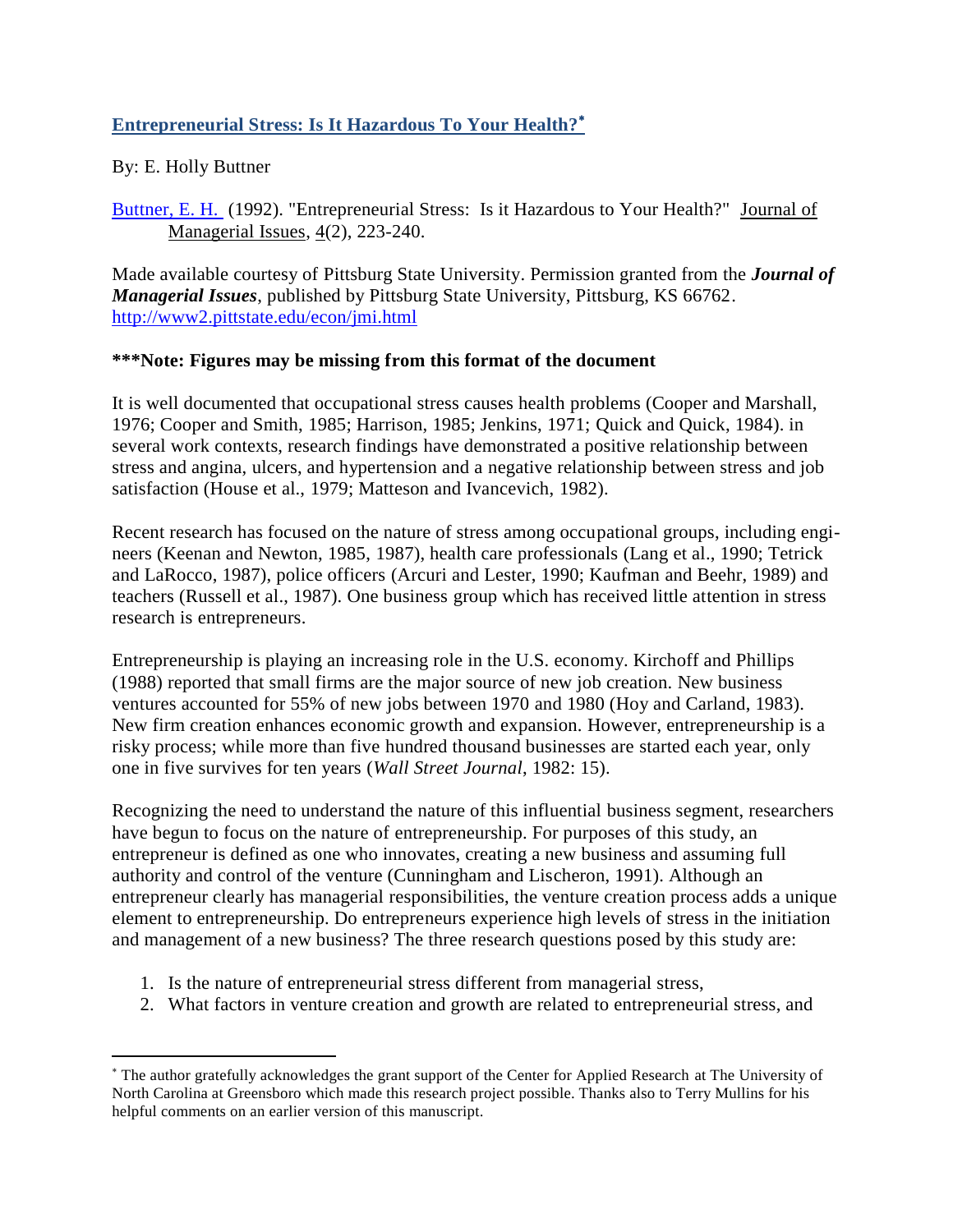# Entrepreneurial Stress: Is It Hazardous To Your Health?*

By: E. Holly Buttner

Buttner, E. H. (1992). "Entrepreneurial Stress: Is it Hazardous to Your Health?" Journal of Managerial Issues, 4(2), 223-240.

Made available courtesy of Pittsburg State University. Permission granted from the ***Journal of Managerial Issues***, published by Pittsburg State University, Pittsburg, KS 66762. http://www2.pittstate.edu/econ/jmi.html

**\*\*\*Note: Figures may be missing from this format of the document**

It is well documented that occupational stress causes health problems (Cooper and Marshall, 1976; Cooper and Smith, 1985; Harrison, 1985; Jenkins, 1971; Quick and Quick, 1984). in several work contexts, research findings have demonstrated a positive relationship between stress and angina, ulcers, and hypertension and a negative relationship between stress and job satisfaction (House et al., 1979; Matteson and Ivancevich, 1982).

Recent research has focused on the nature of stress among occupational groups, including engineers (Keenan and Newton, 1985, 1987), health care professionals (Lang et al., 1990; Tetrick and LaRocco, 1987), police officers (Arcuri and Lester, 1990; Kaufman and Beehr, 1989) and teachers (Russell et al., 1987). One business group which has received little attention in stress research is entrepreneurs.

Entrepreneurship is playing an increasing role in the U.S. economy. Kirchoff and Phillips (1988) reported that small firms are the major source of new job creation. New business ventures accounted for 55% of new jobs between 1970 and 1980 (Hoy and Carland, 1983). New firm creation enhances economic growth and expansion. However, entrepreneurship is a risky process; while more than five hundred thousand businesses are started each year, only one in five survives for ten years (*Wall Street Journal*, 1982: 15).

Recognizing the need to understand the nature of this influential business segment, researchers have begun to focus on the nature of entrepreneurship. For purposes of this study, an entrepreneur is defined as one who innovates, creating a new business and assuming full authority and control of the venture (Cunningham and Lischeron, 1991). Although an entrepreneur clearly has managerial responsibilities, the venture creation process adds a unique element to entrepreneurship. Do entrepreneurs experience high levels of stress in the initiation and management of a new business? The three research questions posed by this study are:

1. Is the nature of entrepreneurial stress different from managerial stress,
2. What factors in venture creation and growth are related to entrepreneurial stress, and

---

* The author gratefully acknowledges the grant support of the Center for Applied Research at The University of North Carolina at Greensboro which made this research project possible. Thanks also to Terry Mullins for his helpful comments on an earlier version of this manuscript.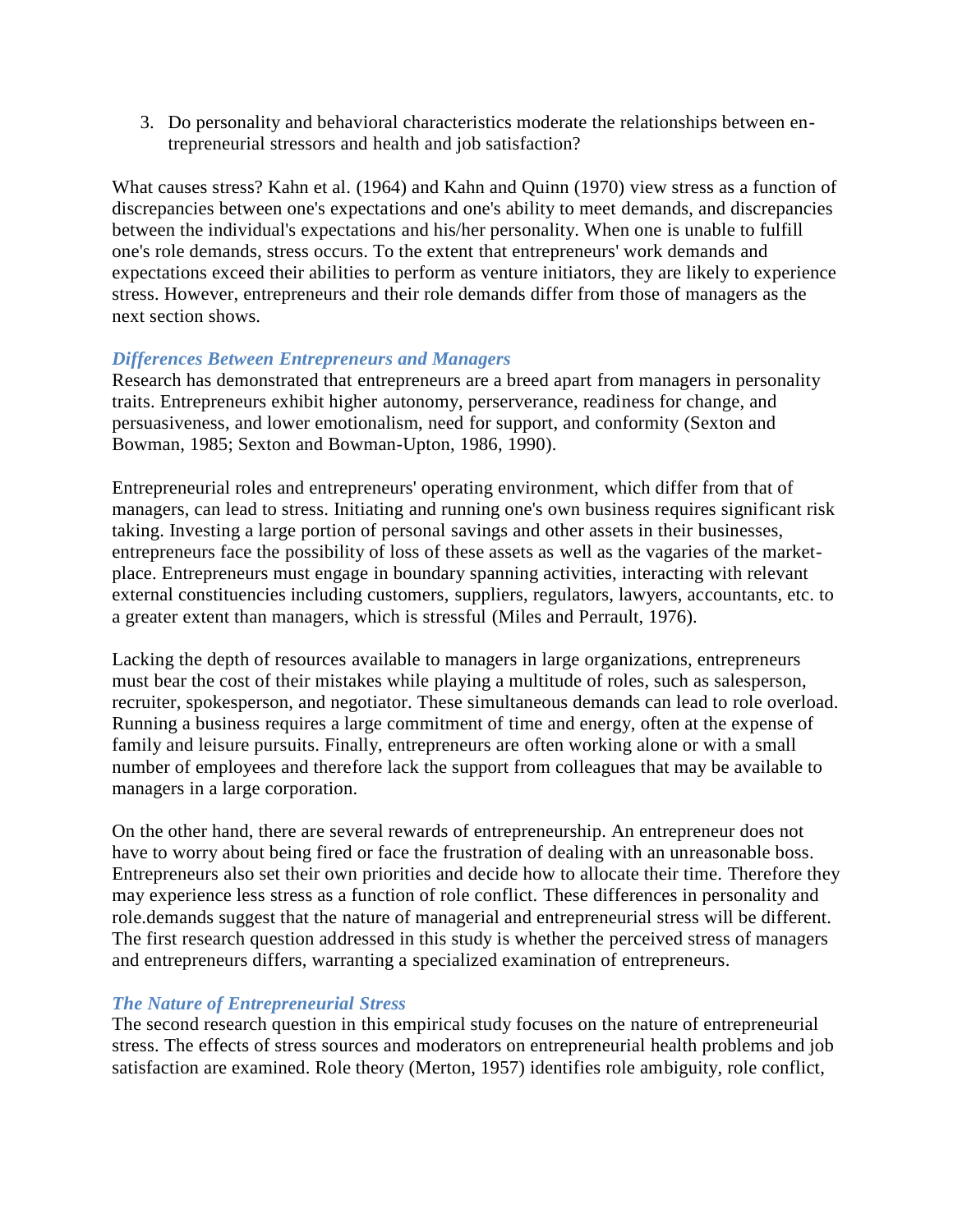3. Do personality and behavioral characteristics moderate the relationships between entrepreneurial stressors and health and job satisfaction?

What causes stress? Kahn et al. (1964) and Kahn and Quinn (1970) view stress as a function of discrepancies between one's expectations and one's ability to meet demands, and discrepancies between the individual's expectations and his/her personality. When one is unable to fulfill one's role demands, stress occurs. To the extent that entrepreneurs' work demands and expectations exceed their abilities to perform as venture initiators, they are likely to experience stress. However, entrepreneurs and their role demands differ from those of managers as the next section shows.

### *Differences Between Entrepreneurs and Managers*

Research has demonstrated that entrepreneurs are a breed apart from managers in personality traits. Entrepreneurs exhibit higher autonomy, perserverance, readiness for change, and persuasiveness, and lower emotionalism, need for support, and conformity (Sexton and Bowman, 1985; Sexton and Bowman-Upton, 1986, 1990).

Entrepreneurial roles and entrepreneurs' operating environment, which differ from that of managers, can lead to stress. Initiating and running one's own business requires significant risk taking. Investing a large portion of personal savings and other assets in their businesses, entrepreneurs face the possibility of loss of these assets as well as the vagaries of the marketplace. Entrepreneurs must engage in boundary spanning activities, interacting with relevant external constituencies including customers, suppliers, regulators, lawyers, accountants, etc. to a greater extent than managers, which is stressful (Miles and Perrault, 1976).

Lacking the depth of resources available to managers in large organizations, entrepreneurs must bear the cost of their mistakes while playing a multitude of roles, such as salesperson, recruiter, spokesperson, and negotiator. These simultaneous demands can lead to role overload. Running a business requires a large commitment of time and energy, often at the expense of family and leisure pursuits. Finally, entrepreneurs are often working alone or with a small number of employees and therefore lack the support from colleagues that may be available to managers in a large corporation.

On the other hand, there are several rewards of entrepreneurship. An entrepreneur does not have to worry about being fired or face the frustration of dealing with an unreasonable boss. Entrepreneurs also set their own priorities and decide how to allocate their time. Therefore they may experience less stress as a function of role conflict. These differences in personality and role.demands suggest that the nature of managerial and entrepreneurial stress will be different. The first research question addressed in this study is whether the perceived stress of managers and entrepreneurs differs, warranting a specialized examination of entrepreneurs.

### *The Nature of Entrepreneurial Stress*

The second research question in this empirical study focuses on the nature of entrepreneurial stress. The effects of stress sources and moderators on entrepreneurial health problems and job satisfaction are examined. Role theory (Merton, 1957) identifies role ambiguity, role conflict,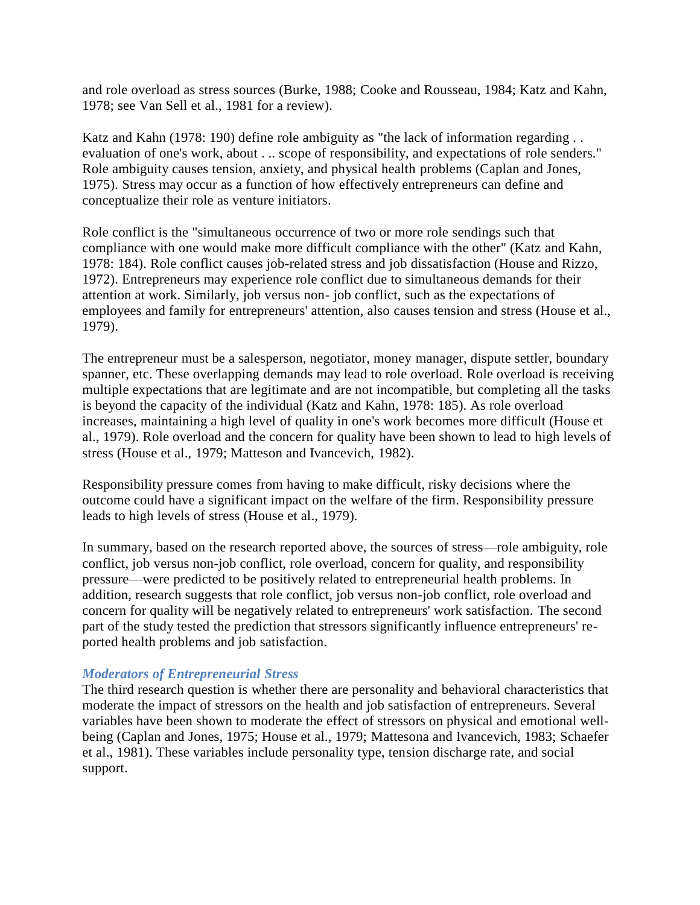and role overload as stress sources (Burke, 1988; Cooke and Rousseau, 1984; Katz and Kahn, 1978; see Van Sell et al., 1981 for a review).

Katz and Kahn (1978: 190) define role ambiguity as "the lack of information regarding . . evaluation of one's work, about . .. scope of responsibility, and expectations of role senders." Role ambiguity causes tension, anxiety, and physical health problems (Caplan and Jones, 1975). Stress may occur as a function of how effectively entrepreneurs can define and conceptualize their role as venture initiators.

Role conflict is the "simultaneous occurrence of two or more role sendings such that compliance with one would make more difficult compliance with the other" (Katz and Kahn, 1978: 184). Role conflict causes job-related stress and job dissatisfaction (House and Rizzo, 1972). Entrepreneurs may experience role conflict due to simultaneous demands for their attention at work. Similarly, job versus non- job conflict, such as the expectations of employees and family for entrepreneurs' attention, also causes tension and stress (House et al., 1979).

The entrepreneur must be a salesperson, negotiator, money manager, dispute settler, boundary spanner, etc. These overlapping demands may lead to role overload. Role overload is receiving multiple expectations that are legitimate and are not incompatible, but completing all the tasks is beyond the capacity of the individual (Katz and Kahn, 1978: 185). As role overload increases, maintaining a high level of quality in one's work becomes more difficult (House et al., 1979). Role overload and the concern for quality have been shown to lead to high levels of stress (House et al., 1979; Matteson and Ivancevich, 1982).

Responsibility pressure comes from having to make difficult, risky decisions where the outcome could have a significant impact on the welfare of the firm. Responsibility pressure leads to high levels of stress (House et al., 1979).

In summary, based on the research reported above, the sources of stress—role ambiguity, role conflict, job versus non-job conflict, role overload, concern for quality, and responsibility pressure—were predicted to be positively related to entrepreneurial health problems. In addition, research suggests that role conflict, job versus non-job conflict, role overload and concern for quality will be negatively related to entrepreneurs' work satisfaction. The second part of the study tested the prediction that stressors significantly influence entrepreneurs' reported health problems and job satisfaction.

### *Moderators of Entrepreneurial Stress*

The third research question is whether there are personality and behavioral characteristics that moderate the impact of stressors on the health and job satisfaction of entrepreneurs. Several variables have been shown to moderate the effect of stressors on physical and emotional well-being (Caplan and Jones, 1975; House et al., 1979; Mattesona and Ivancevich, 1983; Schaefer et al., 1981). These variables include personality type, tension discharge rate, and social support.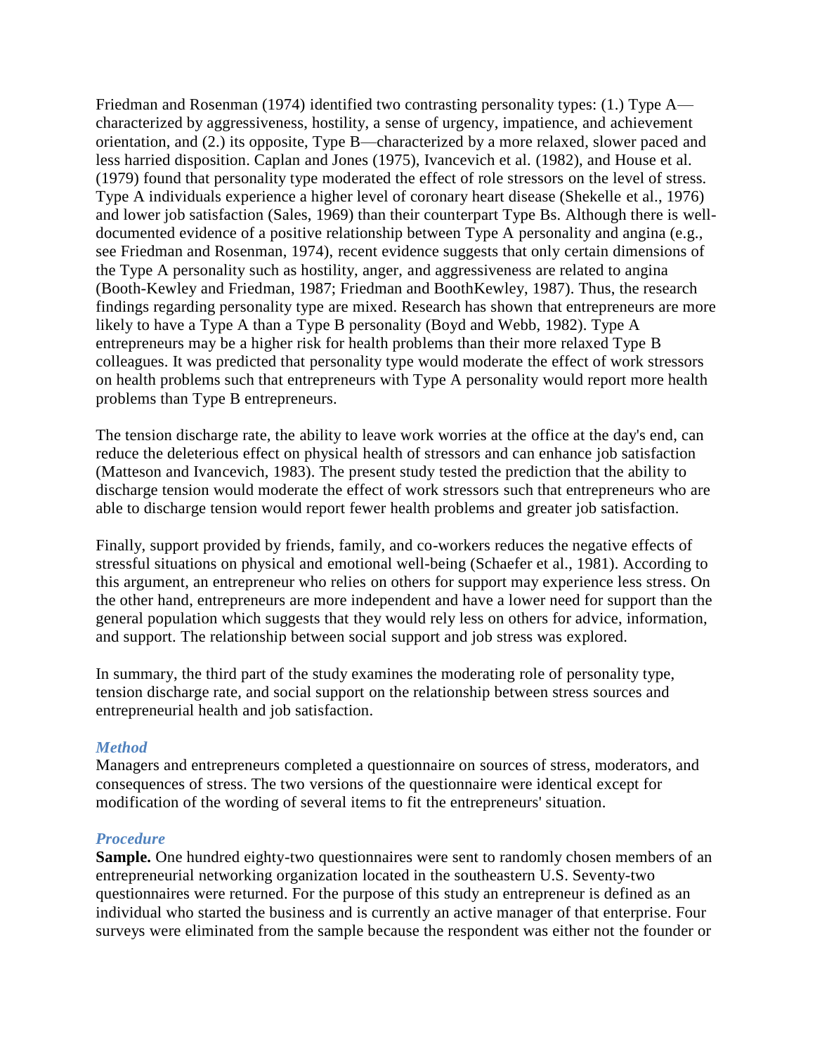Friedman and Rosenman (1974) identified two contrasting personality types: (1.) Type A—characterized by aggressiveness, hostility, a sense of urgency, impatience, and achievement orientation, and (2.) its opposite, Type B—characterized by a more relaxed, slower paced and less harried disposition. Caplan and Jones (1975), Ivancevich et al. (1982), and House et al. (1979) found that personality type moderated the effect of role stressors on the level of stress. Type A individuals experience a higher level of coronary heart disease (Shekelle et al., 1976) and lower job satisfaction (Sales, 1969) than their counterpart Type Bs. Although there is well-documented evidence of a positive relationship between Type A personality and angina (e.g., see Friedman and Rosenman, 1974), recent evidence suggests that only certain dimensions of the Type A personality such as hostility, anger, and aggressiveness are related to angina (Booth-Kewley and Friedman, 1987; Friedman and BoothKewley, 1987). Thus, the research findings regarding personality type are mixed. Research has shown that entrepreneurs are more likely to have a Type A than a Type B personality (Boyd and Webb, 1982). Type A entrepreneurs may be a higher risk for health problems than their more relaxed Type B colleagues. It was predicted that personality type would moderate the effect of work stressors on health problems such that entrepreneurs with Type A personality would report more health problems than Type B entrepreneurs.

The tension discharge rate, the ability to leave work worries at the office at the day's end, can reduce the deleterious effect on physical health of stressors and can enhance job satisfaction (Matteson and Ivancevich, 1983). The present study tested the prediction that the ability to discharge tension would moderate the effect of work stressors such that entrepreneurs who are able to discharge tension would report fewer health problems and greater job satisfaction.

Finally, support provided by friends, family, and co-workers reduces the negative effects of stressful situations on physical and emotional well-being (Schaefer et al., 1981). According to this argument, an entrepreneur who relies on others for support may experience less stress. On the other hand, entrepreneurs are more independent and have a lower need for support than the general population which suggests that they would rely less on others for advice, information, and support. The relationship between social support and job stress was explored.

In summary, the third part of the study examines the moderating role of personality type, tension discharge rate, and social support on the relationship between stress sources and entrepreneurial health and job satisfaction.

### *Method*

Managers and entrepreneurs completed a questionnaire on sources of stress, moderators, and consequences of stress. The two versions of the questionnaire were identical except for modification of the wording of several items to fit the entrepreneurs' situation.

### *Procedure*

**Sample.** One hundred eighty-two questionnaires were sent to randomly chosen members of an entrepreneurial networking organization located in the southeastern U.S. Seventy-two questionnaires were returned. For the purpose of this study an entrepreneur is defined as an individual who started the business and is currently an active manager of that enterprise. Four surveys were eliminated from the sample because the respondent was either not the founder or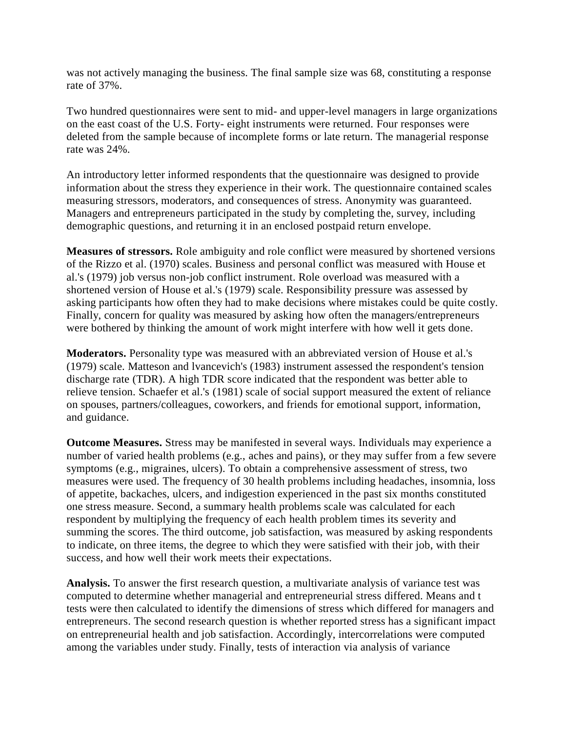was not actively managing the business. The final sample size was 68, constituting a response rate of 37%.

Two hundred questionnaires were sent to mid- and upper-level managers in large organizations on the east coast of the U.S. Forty- eight instruments were returned. Four responses were deleted from the sample because of incomplete forms or late return. The managerial response rate was 24%.

An introductory letter informed respondents that the questionnaire was designed to provide information about the stress they experience in their work. The questionnaire contained scales measuring stressors, moderators, and consequences of stress. Anonymity was guaranteed. Managers and entrepreneurs participated in the study by completing the, survey, including demographic questions, and returning it in an enclosed postpaid return envelope.

**Measures of stressors.** Role ambiguity and role conflict were measured by shortened versions of the Rizzo et al. (1970) scales. Business and personal conflict was measured with House et al.'s (1979) job versus non-job conflict instrument. Role overload was measured with a shortened version of House et al.'s (1979) scale. Responsibility pressure was assessed by asking participants how often they had to make decisions where mistakes could be quite costly. Finally, concern for quality was measured by asking how often the managers/entrepreneurs were bothered by thinking the amount of work might interfere with how well it gets done.

**Moderators.** Personality type was measured with an abbreviated version of House et al.'s (1979) scale. Matteson and lvancevich's (1983) instrument assessed the respondent's tension discharge rate (TDR). A high TDR score indicated that the respondent was better able to relieve tension. Schaefer et al.'s (1981) scale of social support measured the extent of reliance on spouses, partners/colleagues, coworkers, and friends for emotional support, information, and guidance.

**Outcome Measures.** Stress may be manifested in several ways. Individuals may experience a number of varied health problems (e.g., aches and pains), or they may suffer from a few severe symptoms (e.g., migraines, ulcers). To obtain a comprehensive assessment of stress, two measures were used. The frequency of 30 health problems including headaches, insomnia, loss of appetite, backaches, ulcers, and indigestion experienced in the past six months constituted one stress measure. Second, a summary health problems scale was calculated for each respondent by multiplying the frequency of each health problem times its severity and summing the scores. The third outcome, job satisfaction, was measured by asking respondents to indicate, on three items, the degree to which they were satisfied with their job, with their success, and how well their work meets their expectations.

**Analysis.** To answer the first research question, a multivariate analysis of variance test was computed to determine whether managerial and entrepreneurial stress differed. Means and t tests were then calculated to identify the dimensions of stress which differed for managers and entrepreneurs. The second research question is whether reported stress has a significant impact on entrepreneurial health and job satisfaction. Accordingly, intercorrelations were computed among the variables under study. Finally, tests of interaction via analysis of variance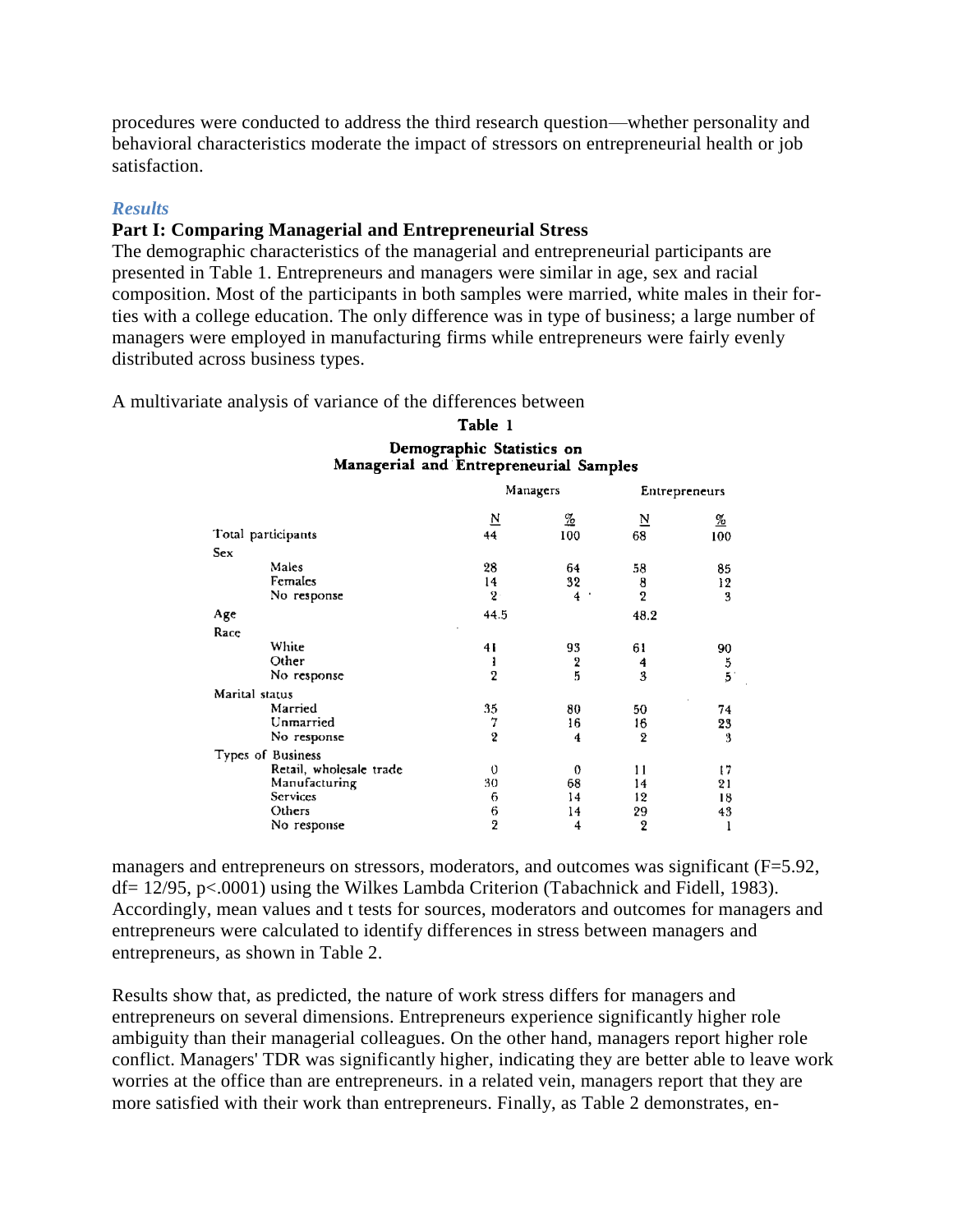procedures were conducted to address the third research question—whether personality and behavioral characteristics moderate the impact of stressors on entrepreneurial health or job satisfaction.

### *Results*

### Part I: Comparing Managerial and Entrepreneurial Stress

The demographic characteristics of the managerial and entrepreneurial participants are presented in Table 1. Entrepreneurs and managers were similar in age, sex and racial composition. Most of the participants in both samples were married, white males in their for-ties with a college education. The only difference was in type of business; a large number of managers were employed in manufacturing firms while entrepreneurs were fairly evenly distributed across business types.

A multivariate analysis of variance of the differences between managers and entrepreneurs on stressors, moderators, and outcomes was significant ($F=5.92$, $df= 12/95$, $p<.0001$) using the Wilkes Lambda Criterion (Tabachnick and Fidell, 1983). Accordingly, mean values and t tests for sources, moderators and outcomes for managers and entrepreneurs were calculated to identify differences in stress between managers and entrepreneurs, as shown in Table 2.

**Table 1**

**Demographic Statistics on Managerial and Entrepreneurial Samples**

| | Managers | | Entrepreneurs | |
|---|---|---|---|---|
| | N | % | N | % |
| Total participants | 44 | 100 | 68 | 100 |
| Sex | | | | |
| Males | 28 | 64 | 58 | 85 |
| Females | 14 | 32 | 8 | 12 |
| No response | 2 | 4 | 2 | 3 |
| Age | 44.5 | | 48.2 | |
| Race | | | | |
| White | 41 | 93 | 61 | 90 |
| Other | 1 | 2 | 4 | 5 |
| No response | 2 | 5 | 3 | 5 |
| Marital status | | | | |
| Married | 35 | 80 | 50 | 74 |
| Unmarried | 7 | 16 | 16 | 23 |
| No response | 2 | 4 | 2 | 3 |
| Types of Business | | | | |
| Retail, wholesale trade | 0 | 0 | 11 | 17 |
| Manufacturing | 30 | 68 | 14 | 21 |
| Services | 6 | 14 | 12 | 18 |
| Others | 6 | 14 | 29 | 43 |
| No response | 2 | 4 | 2 | 1 |

Results show that, as predicted, the nature of work stress differs for managers and entrepreneurs on several dimensions. Entrepreneurs experience significantly higher role ambiguity than their managerial colleagues. On the other hand, managers report higher role conflict. Managers' TDR was significantly higher, indicating they are better able to leave work worries at the office than are entrepreneurs. in a related vein, managers report that they are more satisfied with their work than entrepreneurs. Finally, as Table 2 demonstrates, en-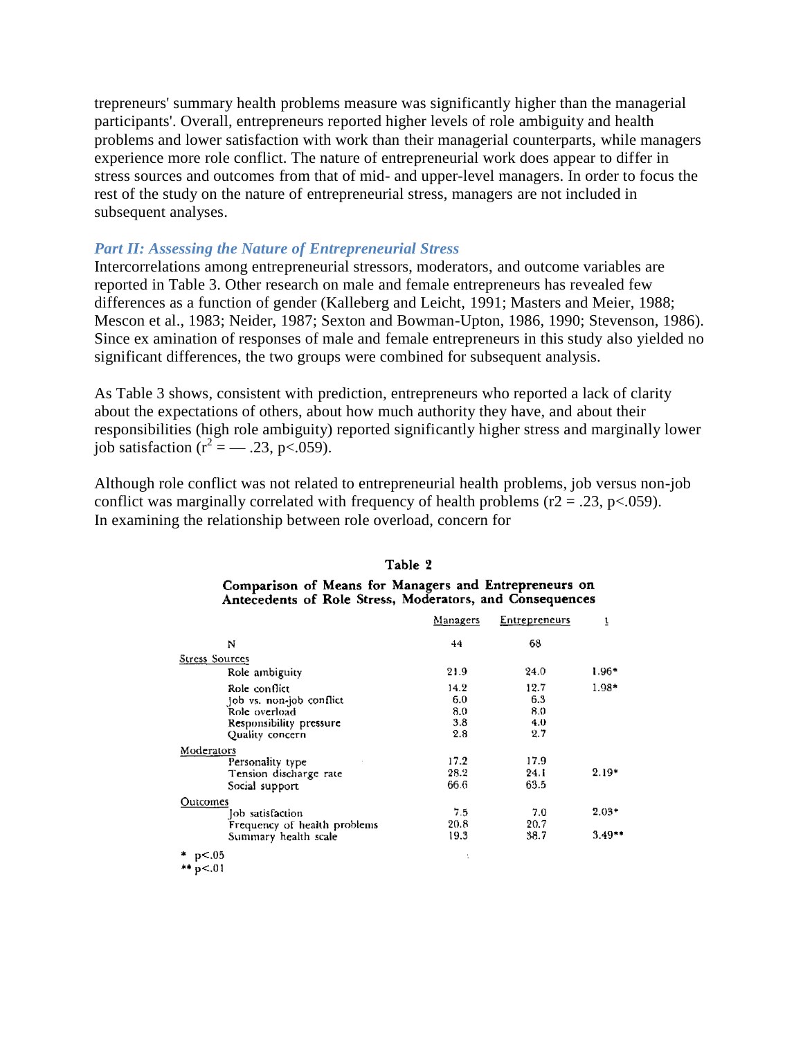trepreneurs' summary health problems measure was significantly higher than the managerial participants'. Overall, entrepreneurs reported higher levels of role ambiguity and health problems and lower satisfaction with work than their managerial counterparts, while managers experience more role conflict. The nature of entrepreneurial work does appear to differ in stress sources and outcomes from that of mid- and upper-level managers. In order to focus the rest of the study on the nature of entrepreneurial stress, managers are not included in subsequent analyses.

### *Part II: Assessing the Nature of Entrepreneurial Stress*

Intercorrelations among entrepreneurial stressors, moderators, and outcome variables are reported in Table 3. Other research on male and female entrepreneurs has revealed few differences as a function of gender (Kalleberg and Leicht, 1991; Masters and Meier, 1988; Mescon et al., 1983; Neider, 1987; Sexton and Bowman-Upton, 1986, 1990; Stevenson, 1986). Since ex amination of responses of male and female entrepreneurs in this study also yielded no significant differences, the two groups were combined for subsequent analysis.

As Table 3 shows, consistent with prediction, entrepreneurs who reported a lack of clarity about the expectations of others, about how much authority they have, and about their responsibilities (high role ambiguity) reported significantly higher stress and marginally lower job satisfaction ($r^2 = — .23$, $p<.059$).

Although role conflict was not related to entrepreneurial health problems, job versus non-job conflict was marginally correlated with frequency of health problems ($r2 = .23$, $p<.059$). In examining the relationship between role overload, concern for

**Table 2**

**Comparison of Means for Managers and Entrepreneurs on Antecedents of Role Stress, Moderators, and Consequences**

| | Managers | Entrepreneurs | t |
|---|---|---|---|
| N | 44 | 68 | |
| **Stress Sources** | | | |
| Role ambiguity | 21.9 | 24.0 | 1.96* |
| Role conflict | 14.2 | 12.7 | 1.98* |
| Job vs. non-job conflict | 6.0 | 6.3 | |
| Role overload | 8.0 | 8.0 | |
| Responsibility pressure | 3.8 | 4.0 | |
| Quality concern | 2.8 | 2.7 | |
| **Moderators** | | | |
| Personality type | 17.2 | 17.9 | |
| Tension discharge rate | 28.2 | 24.1 | 2.19* |
| Social support | 66.6 | 63.5 | |
| **Outcomes** | | | |
| Job satisfaction | 7.5 | 7.0 | 2.03* |
| Frequency of health problems | 20.8 | 20.7 | |
| Summary health scale | 19.3 | 38.7 | 3.49** |

\* $p<.05$
\*\* $p<.01$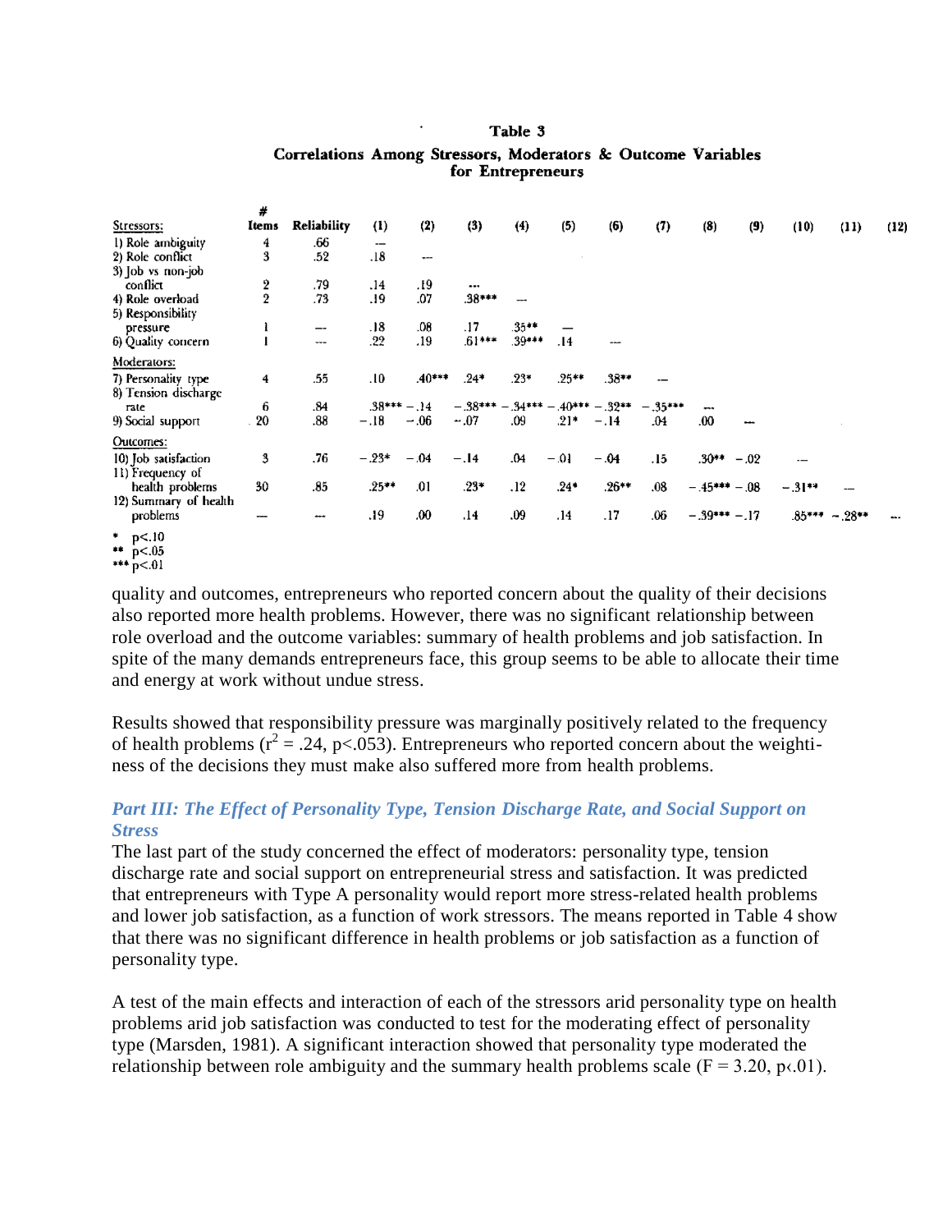## Table 3

### Correlations Among Stressors, Moderators & Outcome Variables for Entrepreneurs

| Stressors: | # Items | Reliability | (1) | (2) | (3) | (4) | (5) | (6) | (7) | (8) | (9) | (10) | (11) | (12) |
|---|---|---|---|---|---|---|---|---|---|---|---|---|---|---|
| 1) Role ambiguity | 4 | .66 | — | | | | | | | | | | | |
| 2) Role conflict | 3 | .52 | .18 | — | | | | | | | | | | |
| 3) Job vs non-job conflict | 2 | .79 | .14 | .19 | — | | | | | | | | | |
| 4) Role overload | 2 | .73 | .19 | .07 | .38*** | — | | | | | | | | |
| 5) Responsibility pressure | 1 | — | .18 | .08 | .17 | .35** | — | | | | | | | |
| 6) Quality concern | 1 | — | .22 | .19 | .61*** | .39*** | .14 | — | | | | | | |
| **Moderators:** | | | | | | | | | | | | | | |
| 7) Personality type | 4 | .55 | .10 | .40*** | .24* | .23* | .25** | .38** | — | | | | | |
| 8) Tension discharge rate | 6 | .84 | .38*** | −.14 | −.38*** | −.34*** | −.40*** | −.32** | −.35*** | — | | | | |
| 9) Social support | 20 | .88 | −.18 | −.06 | −.07 | .09 | .21* | −.14 | .04 | .00 | — | | | |
| **Outcomes:** | | | | | | | | | | | | | | |
| 10) Job satisfaction | 3 | .76 | −.23* | −.04 | −.14 | .04 | −.01 | −.04 | .15 | .30** | −.02 | — | | |
| 11) Frequency of health problems | 30 | .85 | .25** | .01 | .23* | .12 | .24* | .26** | .08 | −.45*** | −.08 | −.31** | — | |
| 12) Summary of health problems | — | — | .19 | .00 | .14 | .09 | .14 | .17 | .06 | −.39*** | −.17 | .85*** | −.28** | — |

\* p<.10
\** p<.05
\*** p<.01

quality and outcomes, entrepreneurs who reported concern about the quality of their decisions also reported more health problems. However, there was no significant relationship between role overload and the outcome variables: summary of health problems and job satisfaction. In spite of the many demands entrepreneurs face, this group seems to be able to allocate their time and energy at work without undue stress.

Results showed that responsibility pressure was marginally positively related to the frequency of health problems ($r^2 = .24$, $p < .053$). Entrepreneurs who reported concern about the weightiness of the decisions they must make also suffered more from health problems.

### *Part III: The Effect of Personality Type, Tension Discharge Rate, and Social Support on Stress*

The last part of the study concerned the effect of moderators: personality type, tension discharge rate and social support on entrepreneurial stress and satisfaction. It was predicted that entrepreneurs with Type A personality would report more stress-related health problems and lower job satisfaction, as a function of work stressors. The means reported in Table 4 show that there was no significant difference in health problems or job satisfaction as a function of personality type.

A test of the main effects and interaction of each of the stressors arid personality type on health problems arid job satisfaction was conducted to test for the moderating effect of personality type (Marsden, 1981). A significant interaction showed that personality type moderated the relationship between role ambiguity and the summary health problems scale ($F = 3.20$, $p < .01$).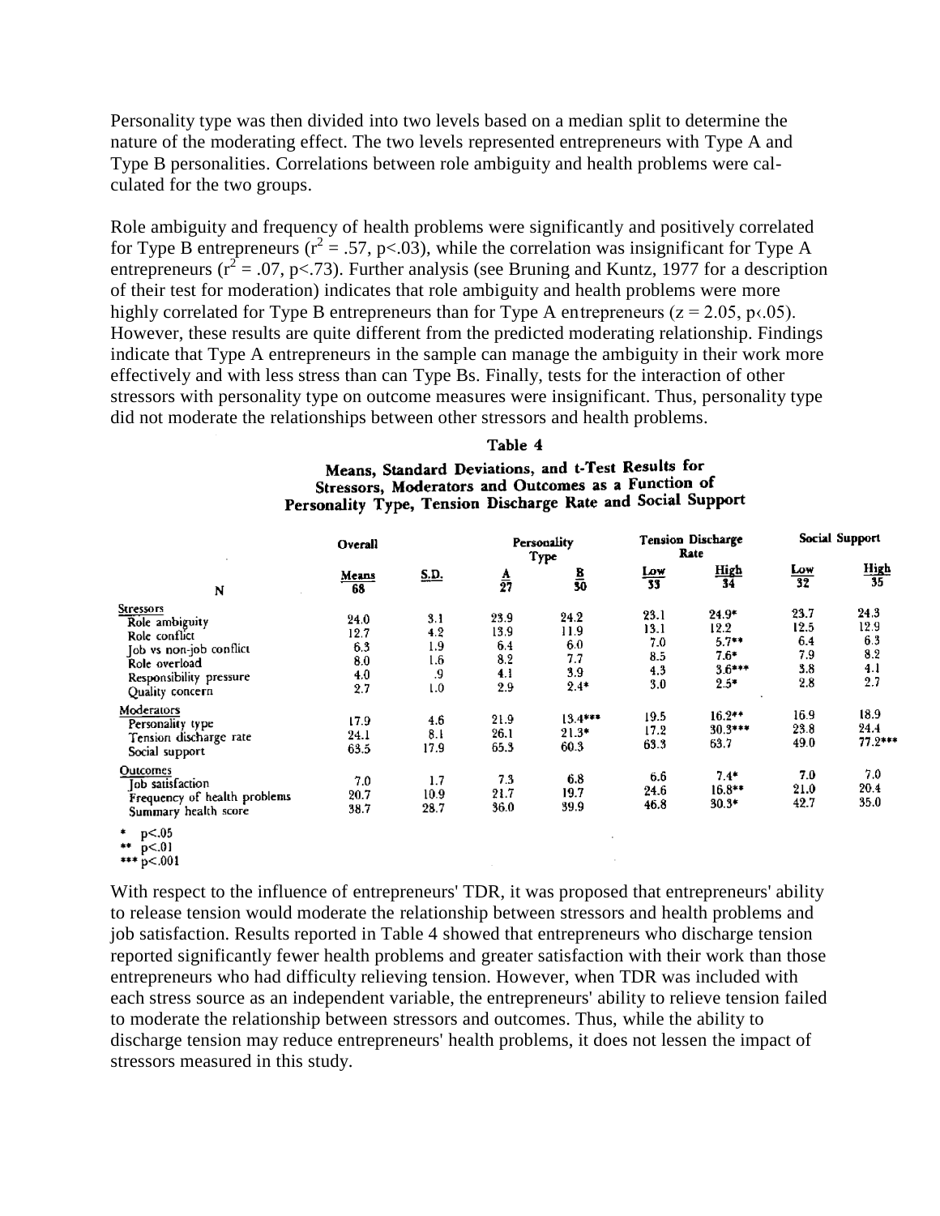Personality type was then divided into two levels based on a median split to determine the nature of the moderating effect. The two levels represented entrepreneurs with Type A and Type B personalities. Correlations between role ambiguity and health problems were calculated for the two groups.

Role ambiguity and frequency of health problems were significantly and positively correlated for Type B entrepreneurs ($r^2 = .57$, $p<.03$), while the correlation was insignificant for Type A entrepreneurs ($r^2 = .07$, $p<.73$). Further analysis (see Bruning and Kuntz, 1977 for a description of their test for moderation) indicates that role ambiguity and health problems were more highly correlated for Type B entrepreneurs than for Type A entrepreneurs ($z = 2.05$, $p<.05$). However, these results are quite different from the predicted moderating relationship. Findings indicate that Type A entrepreneurs in the sample can manage the ambiguity in their work more effectively and with less stress than can Type Bs. Finally, tests for the interaction of other stressors with personality type on outcome measures were insignificant. Thus, personality type did not moderate the relationships between other stressors and health problems.

**Table 4**

**Means, Standard Deviations, and t-Test Results for Stressors, Moderators and Outcomes as a Function of Personality Type, Tension Discharge Rate and Social Support**

| | Overall | | Personality Type | | Tension Discharge Rate | | Social Support | |
|---|---|---|---|---|---|---|---|---|
| | Means | S.D. | A | B | Low | High | Low | High |
| N | 68 | | 27 | 50 | 33 | 34 | 32 | 35 |
| **Stressors** | | | | | | | | |
| Role ambiguity | 24.0 | 3.1 | 23.9 | 24.2 | 23.1 | 24.9* | 23.7 | 24.3 |
| Role conflict | 12.7 | 4.2 | 13.9 | 11.9 | 13.1 | 12.2 | 12.5 | 12.9 |
| Job vs non-job conflict | 6.3 | 1.9 | 6.4 | 6.0 | 7.0 | 5.7** | 6.4 | 6.3 |
| Role overload | 8.0 | 1.6 | 8.2 | 7.7 | 8.5 | 7.6* | 7.9 | 8.2 |
| Responsibility pressure | 4.0 | .9 | 4.1 | 3.9 | 4.3 | 3.6*** | 3.8 | 4.1 |
| Quality concern | 2.7 | 1.0 | 2.9 | 2.4* | 3.0 | 2.5* | 2.8 | 2.7 |
| **Moderators** | | | | | | | | |
| Personality type | 17.9 | 4.6 | 21.9 | 13.4*** | 19.5 | 16.2** | 16.9 | 18.9 |
| Tension discharge rate | 24.1 | 8.1 | 26.1 | 21.3* | 17.2 | 30.3*** | 23.8 | 24.4 |
| Social support | 63.5 | 17.9 | 65.3 | 60.3 | 63.3 | 63.7 | 49.0 | 77.2*** |
| **Outcomes** | | | | | | | | |
| Job satisfaction | 7.0 | 1.7 | 7.3 | 6.8 | 6.6 | 7.4* | 7.0 | 7.0 |
| Frequency of health problems | 20.7 | 10.9 | 21.7 | 19.7 | 24.6 | 16.8** | 21.0 | 20.4 |
| Summary health score | 38.7 | 28.7 | 36.0 | 39.9 | 46.8 | 30.3* | 42.7 | 35.0 |

\* $p<.05$
\*\* $p<.01$
\*\*\* $p<.001$

With respect to the influence of entrepreneurs' TDR, it was proposed that entrepreneurs' ability to release tension would moderate the relationship between stressors and health problems and job satisfaction. Results reported in Table 4 showed that entrepreneurs who discharge tension reported significantly fewer health problems and greater satisfaction with their work than those entrepreneurs who had difficulty relieving tension. However, when TDR was included with each stress source as an independent variable, the entrepreneurs' ability to relieve tension failed to moderate the relationship between stressors and outcomes. Thus, while the ability to discharge tension may reduce entrepreneurs' health problems, it does not lessen the impact of stressors measured in this study.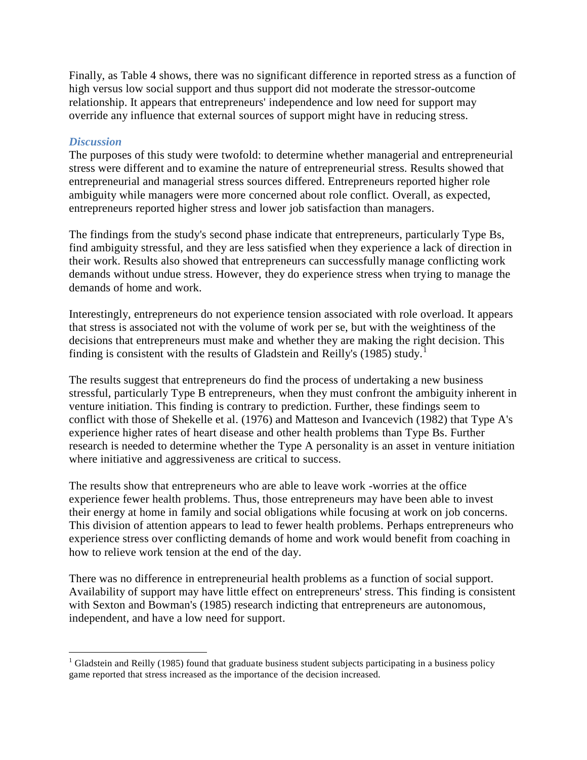Finally, as Table 4 shows, there was no significant difference in reported stress as a function of high versus low social support and thus support did not moderate the stressor-outcome relationship. It appears that entrepreneurs' independence and low need for support may override any influence that external sources of support might have in reducing stress.

### *Discussion*

The purposes of this study were twofold: to determine whether managerial and entrepreneurial stress were different and to examine the nature of entrepreneurial stress. Results showed that entrepreneurial and managerial stress sources differed. Entrepreneurs reported higher role ambiguity while managers were more concerned about role conflict. Overall, as expected, entrepreneurs reported higher stress and lower job satisfaction than managers.

The findings from the study's second phase indicate that entrepreneurs, particularly Type Bs, find ambiguity stressful, and they are less satisfied when they experience a lack of direction in their work. Results also showed that entrepreneurs can successfully manage conflicting work demands without undue stress. However, they do experience stress when trying to manage the demands of home and work.

Interestingly, entrepreneurs do not experience tension associated with role overload. It appears that stress is associated not with the volume of work per se, but with the weightiness of the decisions that entrepreneurs must make and whether they are making the right decision. This finding is consistent with the results of Gladstein and Reilly's (1985) study.[1]

The results suggest that entrepreneurs do find the process of undertaking a new business stressful, particularly Type B entrepreneurs, when they must confront the ambiguity inherent in venture initiation. This finding is contrary to prediction. Further, these findings seem to conflict with those of Shekelle et al. (1976) and Matteson and Ivancevich (1982) that Type A's experience higher rates of heart disease and other health problems than Type Bs. Further research is needed to determine whether the Type A personality is an asset in venture initiation where initiative and aggressiveness are critical to success.

The results show that entrepreneurs who are able to leave work -worries at the office experience fewer health problems. Thus, those entrepreneurs may have been able to invest their energy at home in family and social obligations while focusing at work on job concerns. This division of attention appears to lead to fewer health problems. Perhaps entrepreneurs who experience stress over conflicting demands of home and work would benefit from coaching in how to relieve work tension at the end of the day.

There was no difference in entrepreneurial health problems as a function of social support. Availability of support may have little effect on entrepreneurs' stress. This finding is consistent with Sexton and Bowman's (1985) research indicting that entrepreneurs are autonomous, independent, and have a low need for support.

---

[1] Gladstein and Reilly (1985) found that graduate business student subjects participating in a business policy game reported that stress increased as the importance of the decision increased.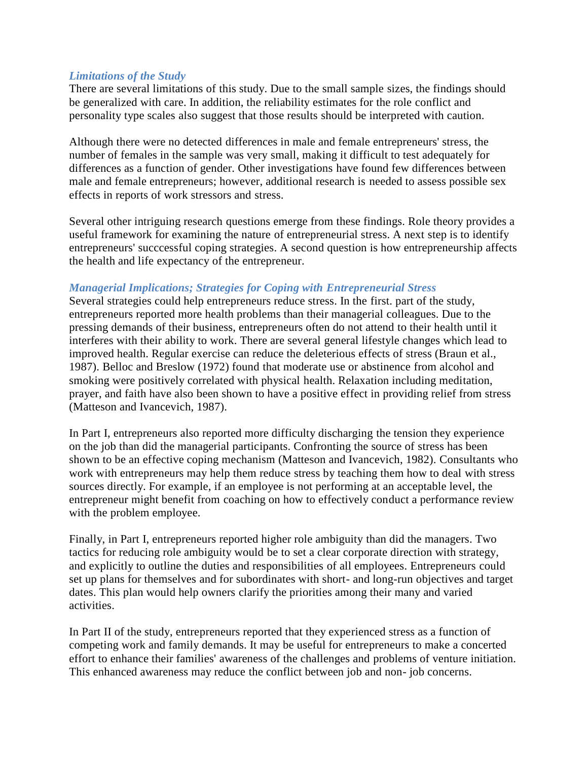### *Limitations of the Study*

There are several limitations of this study. Due to the small sample sizes, the findings should be generalized with care. In addition, the reliability estimates for the role conflict and personality type scales also suggest that those results should be interpreted with caution.

Although there were no detected differences in male and female entrepreneurs' stress, the number of females in the sample was very small, making it difficult to test adequately for differences as a function of gender. Other investigations have found few differences between male and female entrepreneurs; however, additional research is needed to assess possible sex effects in reports of work stressors and stress.

Several other intriguing research questions emerge from these findings. Role theory provides a useful framework for examining the nature of entrepreneurial stress. A next step is to identify entrepreneurs' succcessful coping strategies. A second question is how entrepreneurship affects the health and life expectancy of the entrepreneur.

### *Managerial Implications; Strategies for Coping with Entrepreneurial Stress*

Several strategies could help entrepreneurs reduce stress. In the first. part of the study, entrepreneurs reported more health problems than their managerial colleagues. Due to the pressing demands of their business, entrepreneurs often do not attend to their health until it interferes with their ability to work. There are several general lifestyle changes which lead to improved health. Regular exercise can reduce the deleterious effects of stress (Braun et al., 1987). Belloc and Breslow (1972) found that moderate use or abstinence from alcohol and smoking were positively correlated with physical health. Relaxation including meditation, prayer, and faith have also been shown to have a positive effect in providing relief from stress (Matteson and Ivancevich, 1987).

In Part I, entrepreneurs also reported more difficulty discharging the tension they experience on the job than did the managerial participants. Confronting the source of stress has been shown to be an effective coping mechanism (Matteson and Ivancevich, 1982). Consultants who work with entrepreneurs may help them reduce stress by teaching them how to deal with stress sources directly. For example, if an employee is not performing at an acceptable level, the entrepreneur might benefit from coaching on how to effectively conduct a performance review with the problem employee.

Finally, in Part I, entrepreneurs reported higher role ambiguity than did the managers. Two tactics for reducing role ambiguity would be to set a clear corporate direction with strategy, and explicitly to outline the duties and responsibilities of all employees. Entrepreneurs could set up plans for themselves and for subordinates with short- and long-run objectives and target dates. This plan would help owners clarify the priorities among their many and varied activities.

In Part II of the study, entrepreneurs reported that they experienced stress as a function of competing work and family demands. It may be useful for entrepreneurs to make a concerted effort to enhance their families' awareness of the challenges and problems of venture initiation. This enhanced awareness may reduce the conflict between job and non- job concerns.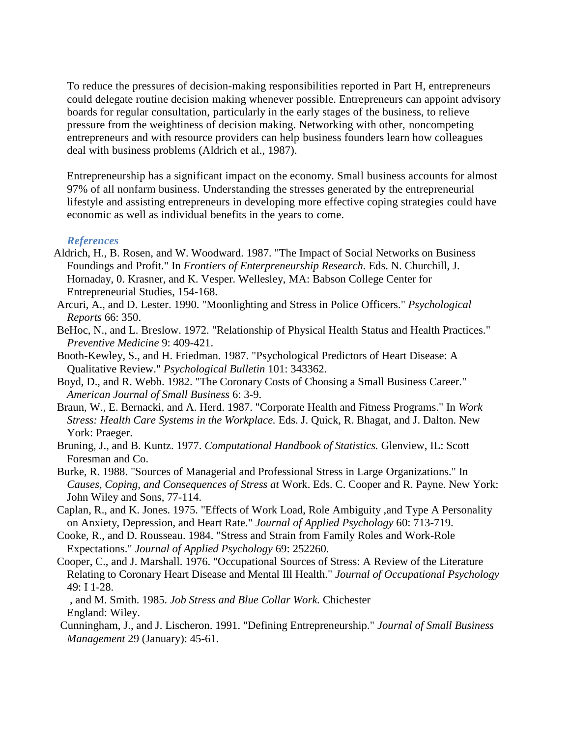To reduce the pressures of decision-making responsibilities reported in Part H, entrepreneurs could delegate routine decision making whenever possible. Entrepreneurs can appoint advisory boards for regular consultation, particularly in the early stages of the business, to relieve pressure from the weightiness of decision making. Networking with other, noncompeting entrepreneurs and with resource providers can help business founders learn how colleagues deal with business problems (Aldrich et al., 1987).

Entrepreneurship has a significant impact on the economy. Small business accounts for almost 97% of all nonfarm business. Understanding the stresses generated by the entrepreneurial lifestyle and assisting entrepreneurs in developing more effective coping strategies could have economic as well as individual benefits in the years to come.

### *References*

Aldrich, H., B. Rosen, and W. Woodward. 1987. "The Impact of Social Networks on Business Foundings and Profit." In *Frontiers of Enterpreneurship Research.* Eds. N. Churchill, J. Hornaday, 0. Krasner, and K. Vesper. Wellesley, MA: Babson College Center for Entrepreneurial Studies, 154-168.

Arcuri, A., and D. Lester. 1990. "Moonlighting and Stress in Police Officers." *Psychological Reports* 66: 350.

BeHoc, N., and L. Breslow. 1972. "Relationship of Physical Health Status and Health Practices." *Preventive Medicine* 9: 409-421.

Booth-Kewley, S., and H. Friedman. 1987. "Psychological Predictors of Heart Disease: A Qualitative Review." *Psychological Bulletin* 101: 343362.

Boyd, D., and R. Webb. 1982. "The Coronary Costs of Choosing a Small Business Career." *American Journal of Small Business* 6: 3-9.

Braun, W., E. Bernacki, and A. Herd. 1987. "Corporate Health and Fitness Programs." In *Work Stress: Health Care Systems in the Workplace.* Eds. J. Quick, R. Bhagat, and J. Dalton. New York: Praeger.

Bruning, J., and B. Kuntz. 1977. *Computational Handbook of Statistics.* Glenview, IL: Scott Foresman and Co.

Burke, R. 1988. "Sources of Managerial and Professional Stress in Large Organizations." In *Causes, Coping, and Consequences of Stress at* Work. Eds. C. Cooper and R. Payne. New York: John Wiley and Sons, 77-114.

Caplan, R., and K. Jones. 1975. "Effects of Work Load, Role Ambiguity ,and Type A Personality on Anxiety, Depression, and Heart Rate." *Journal of Applied Psychology* 60: 713-719.

Cooke, R., and D. Rousseau. 1984. "Stress and Strain from Family Roles and Work-Role Expectations." *Journal of Applied Psychology* 69: 252260.

Cooper, C., and J. Marshall. 1976. "Occupational Sources of Stress: A Review of the Literature Relating to Coronary Heart Disease and Mental Ill Health." *Journal of Occupational Psychology* 49: I 1-28.

, and M. Smith. 1985. *Job Stress and Blue Collar Work.* Chichester England: Wiley.

Cunningham, J., and J. Lischeron. 1991. "Defining Entrepreneurship." *Journal of Small Business Management* 29 (January): 45-61.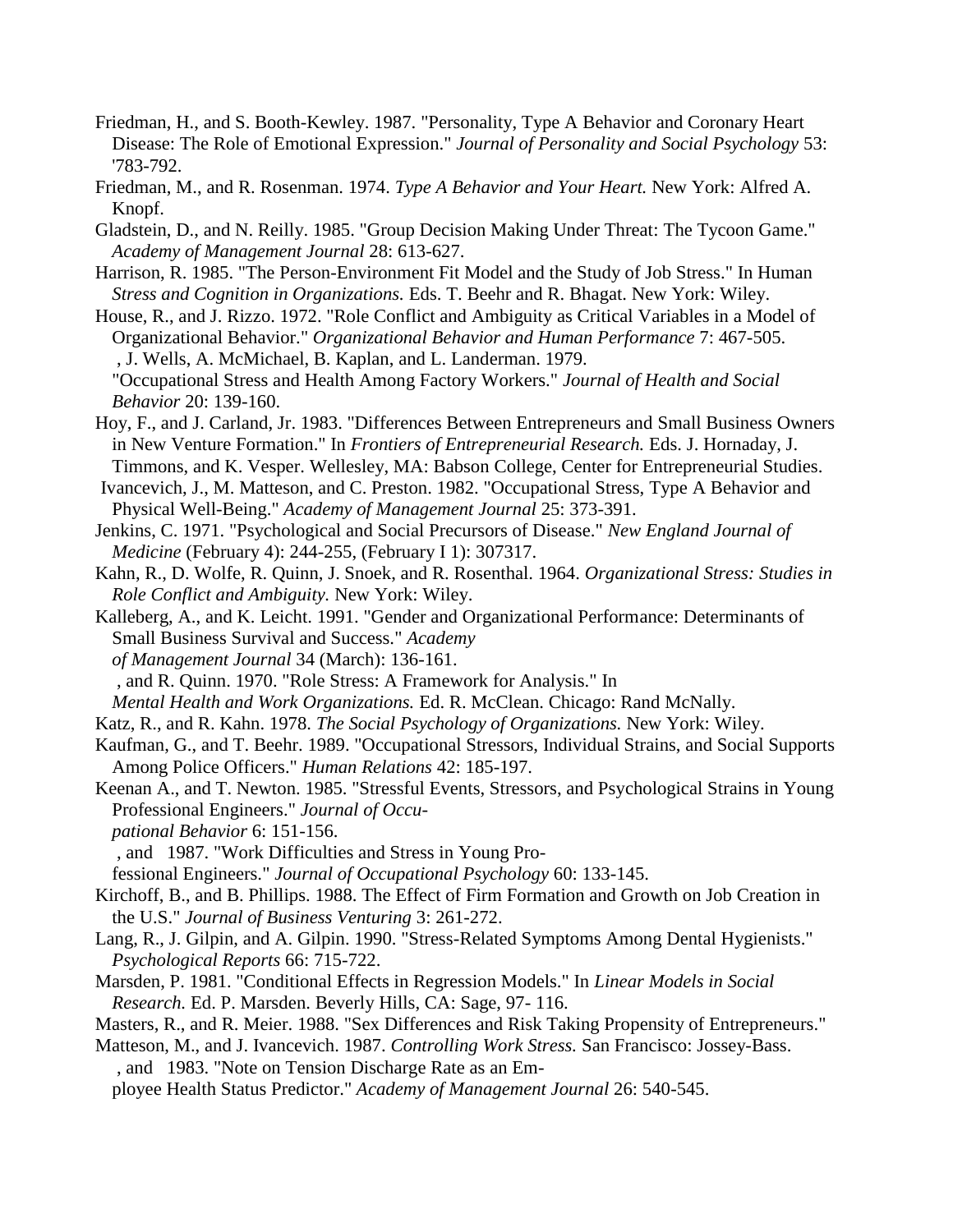Friedman, H., and S. Booth-Kewley. 1987. "Personality, Type A Behavior and Coronary Heart Disease: The Role of Emotional Expression." *Journal of Personality and Social Psychology* 53: '783-792.

Friedman, M., and R. Rosenman. 1974. *Type A Behavior and Your Heart.* New York: Alfred A. Knopf.

Gladstein, D., and N. Reilly. 1985. "Group Decision Making Under Threat: The Tycoon Game." *Academy of Management Journal* 28: 613-627.

Harrison, R. 1985. "The Person-Environment Fit Model and the Study of Job Stress." In Human *Stress and Cognition in Organizations.* Eds. T. Beehr and R. Bhagat. New York: Wiley.

House, R., and J. Rizzo. 1972. "Role Conflict and Ambiguity as Critical Variables in a Model of Organizational Behavior." *Organizational Behavior and Human Performance* 7: 467-505.

, J. Wells, A. McMichael, B. Kaplan, and L. Landerman. 1979. "Occupational Stress and Health Among Factory Workers." *Journal of Health and Social Behavior* 20: 139-160.

Hoy, F., and J. Carland, Jr. 1983. "Differences Between Entrepreneurs and Small Business Owners in New Venture Formation." In *Frontiers of Entrepreneurial Research.* Eds. J. Hornaday, J. Timmons, and K. Vesper. Wellesley, MA: Babson College, Center for Entrepreneurial Studies.

Ivancevich, J., M. Matteson, and C. Preston. 1982. "Occupational Stress, Type A Behavior and Physical Well-Being." *Academy of Management Journal* 25: 373-391.

Jenkins, C. 1971. "Psychological and Social Precursors of Disease." *New England Journal of Medicine* (February 4): 244-255, (February I 1): 307317.

Kahn, R., D. Wolfe, R. Quinn, J. Snoek, and R. Rosenthal. 1964. *Organizational Stress: Studies in Role Conflict and Ambiguity.* New York: Wiley.

Kalleberg, A., and K. Leicht. 1991. "Gender and Organizational Performance: Determinants of Small Business Survival and Success." *Academy of Management Journal* 34 (March): 136-161.

, and R. Quinn. 1970. "Role Stress: A Framework for Analysis." In *Mental Health and Work Organizations.* Ed. R. McClean. Chicago: Rand McNally.

Katz, R., and R. Kahn. 1978. *The Social Psychology of Organizations.* New York: Wiley.

Kaufman, G., and T. Beehr. 1989. "Occupational Stressors, Individual Strains, and Social Supports Among Police Officers." *Human Relations* 42: 185-197.

Keenan A., and T. Newton. 1985. "Stressful Events, Stressors, and Psychological Strains in Young Professional Engineers." *Journal of Occupational Behavior* 6: 151-156.

, and 1987. "Work Difficulties and Stress in Young Professional Engineers." *Journal of Occupational Psychology* 60: 133-145.

Kirchoff, B., and B. Phillips. 1988. The Effect of Firm Formation and Growth on Job Creation in the U.S." *Journal of Business Venturing* 3: 261-272.

Lang, R., J. Gilpin, and A. Gilpin. 1990. "Stress-Related Symptoms Among Dental Hygienists." *Psychological Reports* 66: 715-722.

Marsden, P. 1981. "Conditional Effects in Regression Models." In *Linear Models in Social Research.* Ed. P. Marsden. Beverly Hills, CA: Sage, 97- 116.

Masters, R., and R. Meier. 1988. "Sex Differences and Risk Taking Propensity of Entrepreneurs."

Matteson, M., and J. Ivancevich. 1987. *Controlling Work Stress.* San Francisco: Jossey-Bass.

, and 1983. "Note on Tension Discharge Rate as an Employee Health Status Predictor." *Academy of Management Journal* 26: 540-545.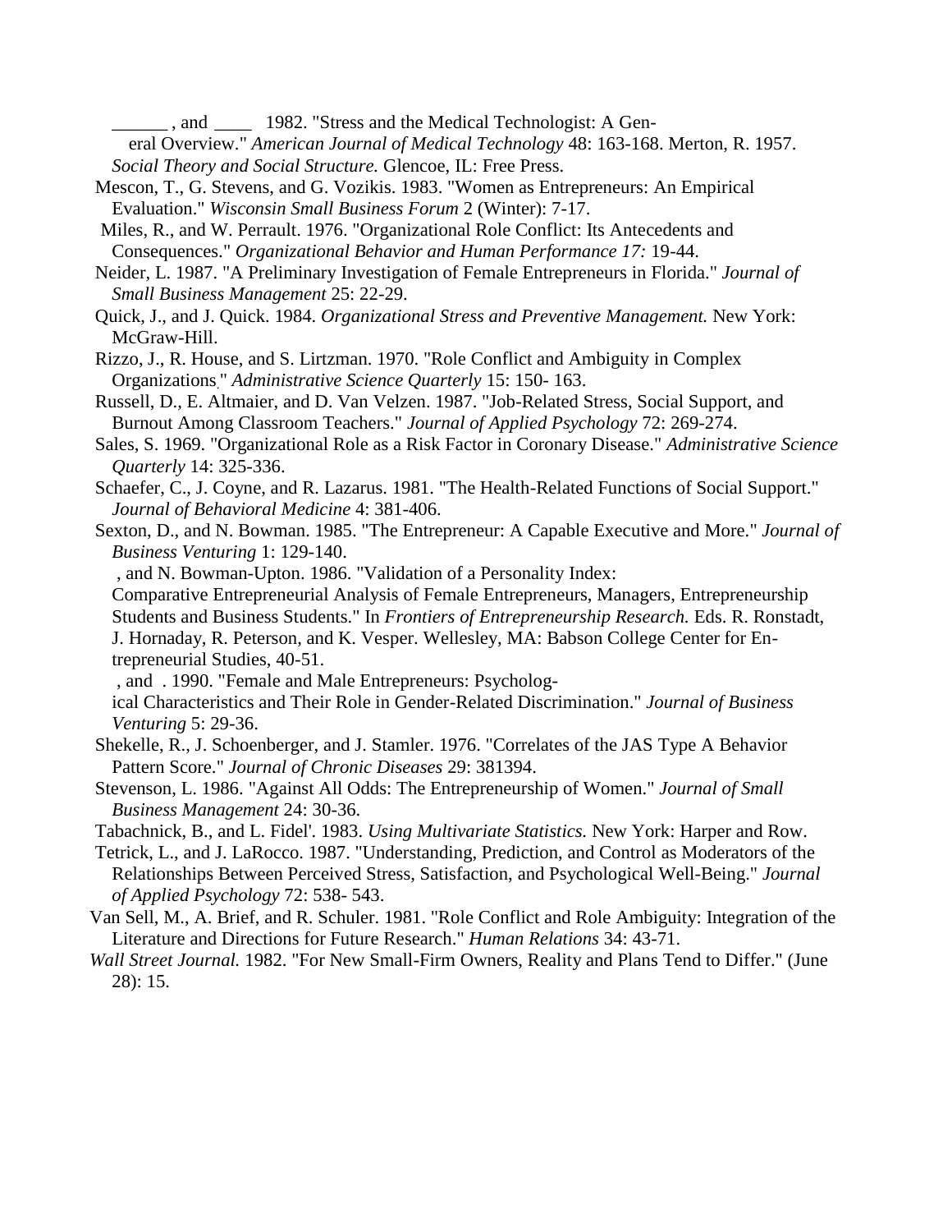______ , and ____ 1982. "Stress and the Medical Technologist: A General Overview." *American Journal of Medical Technology* 48: 163-168. Merton, R. 1957. *Social Theory and Social Structure.* Glencoe, IL: Free Press.

Mescon, T., G. Stevens, and G. Vozikis. 1983. "Women as Entrepreneurs: An Empirical Evaluation." *Wisconsin Small Business Forum* 2 (Winter): 7-17.

Miles, R., and W. Perrault. 1976. "Organizational Role Conflict: Its Antecedents and Consequences." *Organizational Behavior and Human Performance 17:* 19-44.

Neider, L. 1987. "A Preliminary Investigation of Female Entrepreneurs in Florida." *Journal of Small Business Management* 25: 22-29.

Quick, J., and J. Quick. 1984. *Organizational Stress and Preventive Management.* New York: McGraw-Hill.

Rizzo, J., R. House, and S. Lirtzman. 1970. "Role Conflict and Ambiguity in Complex Organizations." *Administrative Science Quarterly* 15: 150- 163.

Russell, D., E. Altmaier, and D. Van Velzen. 1987. "Job-Related Stress, Social Support, and Burnout Among Classroom Teachers." *Journal of Applied Psychology* 72: 269-274.

Sales, S. 1969. "Organizational Role as a Risk Factor in Coronary Disease." *Administrative Science Quarterly* 14: 325-336.

Schaefer, C., J. Coyne, and R. Lazarus. 1981. "The Health-Related Functions of Social Support." *Journal of Behavioral Medicine* 4: 381-406.

Sexton, D., and N. Bowman. 1985. "The Entrepreneur: A Capable Executive and More." *Journal of Business Venturing* 1: 129-140.

, and N. Bowman-Upton. 1986. "Validation of a Personality Index: Comparative Entrepreneurial Analysis of Female Entrepreneurs, Managers, Entrepreneurship Students and Business Students." In *Frontiers of Entrepreneurship Research.* Eds. R. Ronstadt, J. Hornaday, R. Peterson, and K. Vesper. Wellesley, MA: Babson College Center for Entrepreneurial Studies, 40-51.

, and . 1990. "Female and Male Entrepreneurs: Psychological Characteristics and Their Role in Gender-Related Discrimination." *Journal of Business Venturing* 5: 29-36.

Shekelle, R., J. Schoenberger, and J. Stamler. 1976. "Correlates of the JAS Type A Behavior Pattern Score." *Journal of Chronic Diseases* 29: 381394.

Stevenson, L. 1986. "Against All Odds: The Entrepreneurship of Women." *Journal of Small Business Management* 24: 30-36.

Tabachnick, B., and L. Fidel'. 1983. *Using Multivariate Statistics.* New York: Harper and Row.

Tetrick, L., and J. LaRocco. 1987. "Understanding, Prediction, and Control as Moderators of the Relationships Between Perceived Stress, Satisfaction, and Psychological Well-Being." *Journal of Applied Psychology* 72: 538- 543.

Van Sell, M., A. Brief, and R. Schuler. 1981. "Role Conflict and Role Ambiguity: Integration of the Literature and Directions for Future Research." *Human Relations* 34: 43-71.

*Wall Street Journal.* 1982. "For New Small-Firm Owners, Reality and Plans Tend to Differ." (June 28): 15.